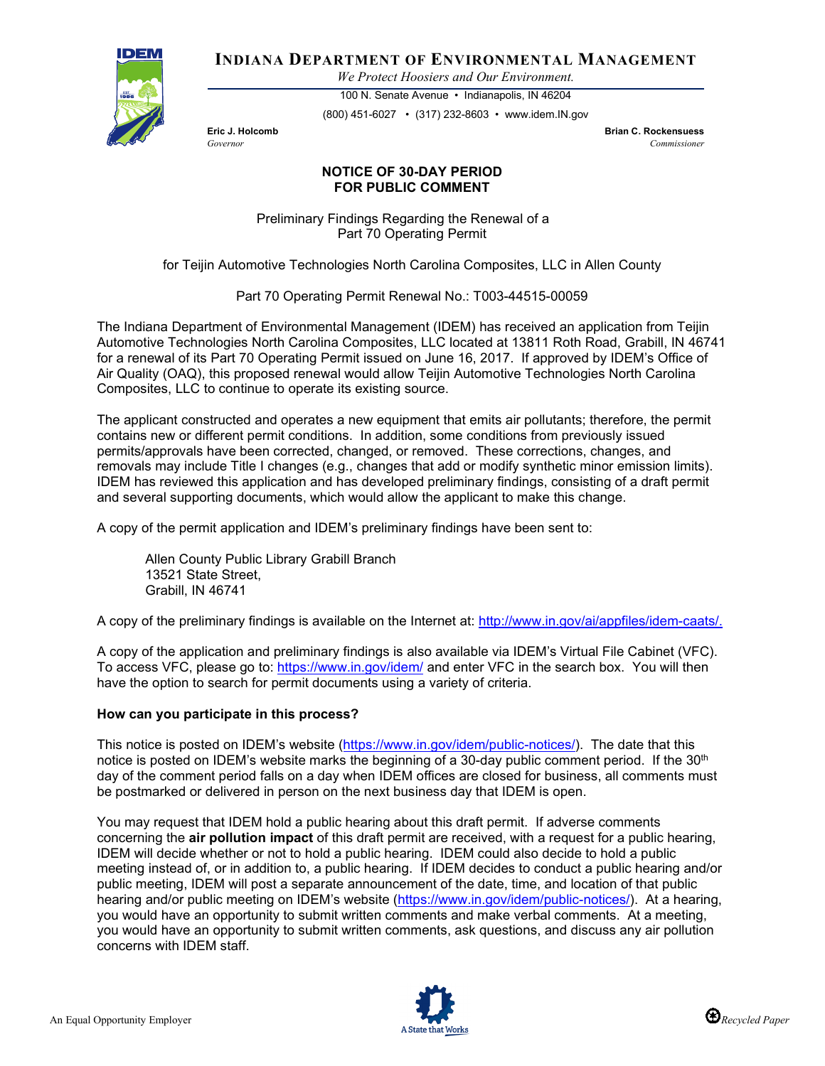# INDIANA DEPARTMENT OF ENVIRONMENTAL MANAGEMENT

*We Protect Hoosiers and Our Environment.*

100 N. Senate Avenue • Indianapolis, IN 46204

(800) 451-6027 • (317) 232-8603 • www.idem.IN.gov

**Eric J. Holcomb**
*Governor*

**Brian C. Rockensuess**
*Commissioner*

## NOTICE OF 30-DAY PERIOD FOR PUBLIC COMMENT

Preliminary Findings Regarding the Renewal of a Part 70 Operating Permit

for Teijin Automotive Technologies North Carolina Composites, LLC in Allen County

Part 70 Operating Permit Renewal No.: T003-44515-00059

The Indiana Department of Environmental Management (IDEM) has received an application from Teijin Automotive Technologies North Carolina Composites, LLC located at 13811 Roth Road, Grabill, IN 46741 for a renewal of its Part 70 Operating Permit issued on June 16, 2017. If approved by IDEM's Office of Air Quality (OAQ), this proposed renewal would allow Teijin Automotive Technologies North Carolina Composites, LLC to continue to operate its existing source.

The applicant constructed and operates a new equipment that emits air pollutants; therefore, the permit contains new or different permit conditions. In addition, some conditions from previously issued permits/approvals have been corrected, changed, or removed. These corrections, changes, and removals may include Title I changes (e.g., changes that add or modify synthetic minor emission limits). IDEM has reviewed this application and has developed preliminary findings, consisting of a draft permit and several supporting documents, which would allow the applicant to make this change.

A copy of the permit application and IDEM's preliminary findings have been sent to:

Allen County Public Library Grabill Branch
13521 State Street,
Grabill, IN 46741

A copy of the preliminary findings is available on the Internet at: http://www.in.gov/ai/appfiles/idem-caats/.

A copy of the application and preliminary findings is also available via IDEM's Virtual File Cabinet (VFC). To access VFC, please go to: https://www.in.gov/idem/ and enter VFC in the search box. You will then have the option to search for permit documents using a variety of criteria.

**How can you participate in this process?**

This notice is posted on IDEM's website (https://www.in.gov/idem/public-notices/). The date that this notice is posted on IDEM's website marks the beginning of a 30-day public comment period. If the 30th day of the comment period falls on a day when IDEM offices are closed for business, all comments must be postmarked or delivered in person on the next business day that IDEM is open.

You may request that IDEM hold a public hearing about this draft permit. If adverse comments concerning the **air pollution impact** of this draft permit are received, with a request for a public hearing, IDEM will decide whether or not to hold a public hearing. IDEM could also decide to hold a public meeting instead of, or in addition to, a public hearing. If IDEM decides to conduct a public hearing and/or public meeting, IDEM will post a separate announcement of the date, time, and location of that public hearing and/or public meeting on IDEM's website (https://www.in.gov/idem/public-notices/). At a hearing, you would have an opportunity to submit written comments and make verbal comments. At a meeting, you would have an opportunity to submit written comments, ask questions, and discuss any air pollution concerns with IDEM staff.

An Equal Opportunity Employer

Recycled Paper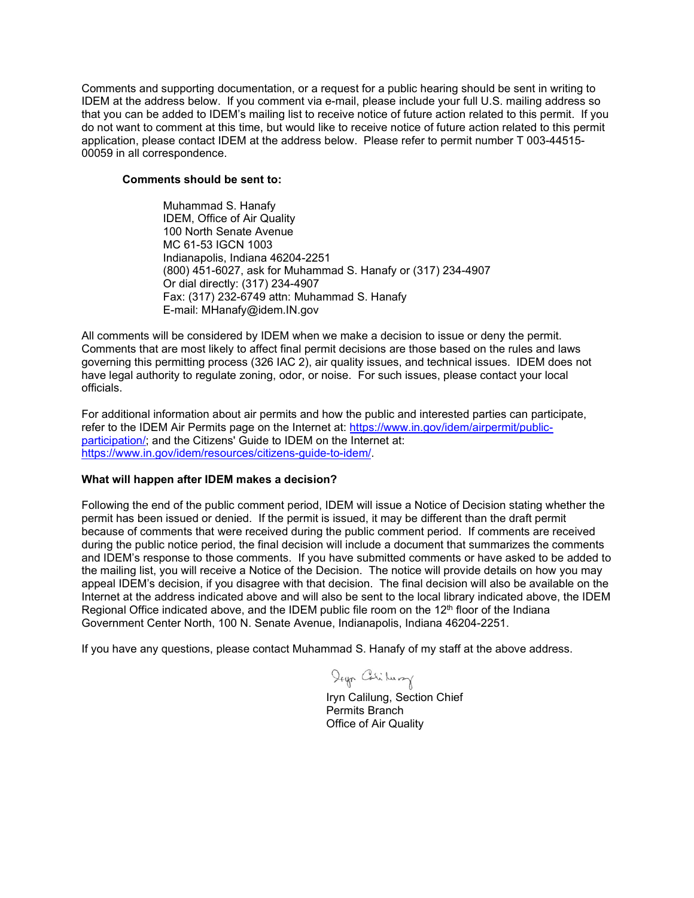Comments and supporting documentation, or a request for a public hearing should be sent in writing to IDEM at the address below. If you comment via e-mail, please include your full U.S. mailing address so that you can be added to IDEM's mailing list to receive notice of future action related to this permit. If you do not want to comment at this time, but would like to receive notice of future action related to this permit application, please contact IDEM at the address below. Please refer to permit number T 003-44515-00059 in all correspondence.

**Comments should be sent to:**

Muhammad S. Hanafy
IDEM, Office of Air Quality
100 North Senate Avenue
MC 61-53 IGCN 1003
Indianapolis, Indiana 46204-2251
(800) 451-6027, ask for Muhammad S. Hanafy or (317) 234-4907
Or dial directly: (317) 234-4907
Fax: (317) 232-6749 attn: Muhammad S. Hanafy
E-mail: MHanafy@idem.IN.gov

All comments will be considered by IDEM when we make a decision to issue or deny the permit. Comments that are most likely to affect final permit decisions are those based on the rules and laws governing this permitting process (326 IAC 2), air quality issues, and technical issues. IDEM does not have legal authority to regulate zoning, odor, or noise. For such issues, please contact your local officials.

For additional information about air permits and how the public and interested parties can participate, refer to the IDEM Air Permits page on the Internet at: https://www.in.gov/idem/airpermit/public-participation/; and the Citizens' Guide to IDEM on the Internet at: https://www.in.gov/idem/resources/citizens-guide-to-idem/.

**What will happen after IDEM makes a decision?**

Following the end of the public comment period, IDEM will issue a Notice of Decision stating whether the permit has been issued or denied. If the permit is issued, it may be different than the draft permit because of comments that were received during the public comment period. If comments are received during the public notice period, the final decision will include a document that summarizes the comments and IDEM's response to those comments. If you have submitted comments or have asked to be added to the mailing list, you will receive a Notice of the Decision. The notice will provide details on how you may appeal IDEM's decision, if you disagree with that decision. The final decision will also be available on the Internet at the address indicated above and will also be sent to the local library indicated above, the IDEM Regional Office indicated above, and the IDEM public file room on the 12th floor of the Indiana Government Center North, 100 N. Senate Avenue, Indianapolis, Indiana 46204-2251.

If you have any questions, please contact Muhammad S. Hanafy of my staff at the above address.

Iryn Calilung, Section Chief
Permits Branch
Office of Air Quality